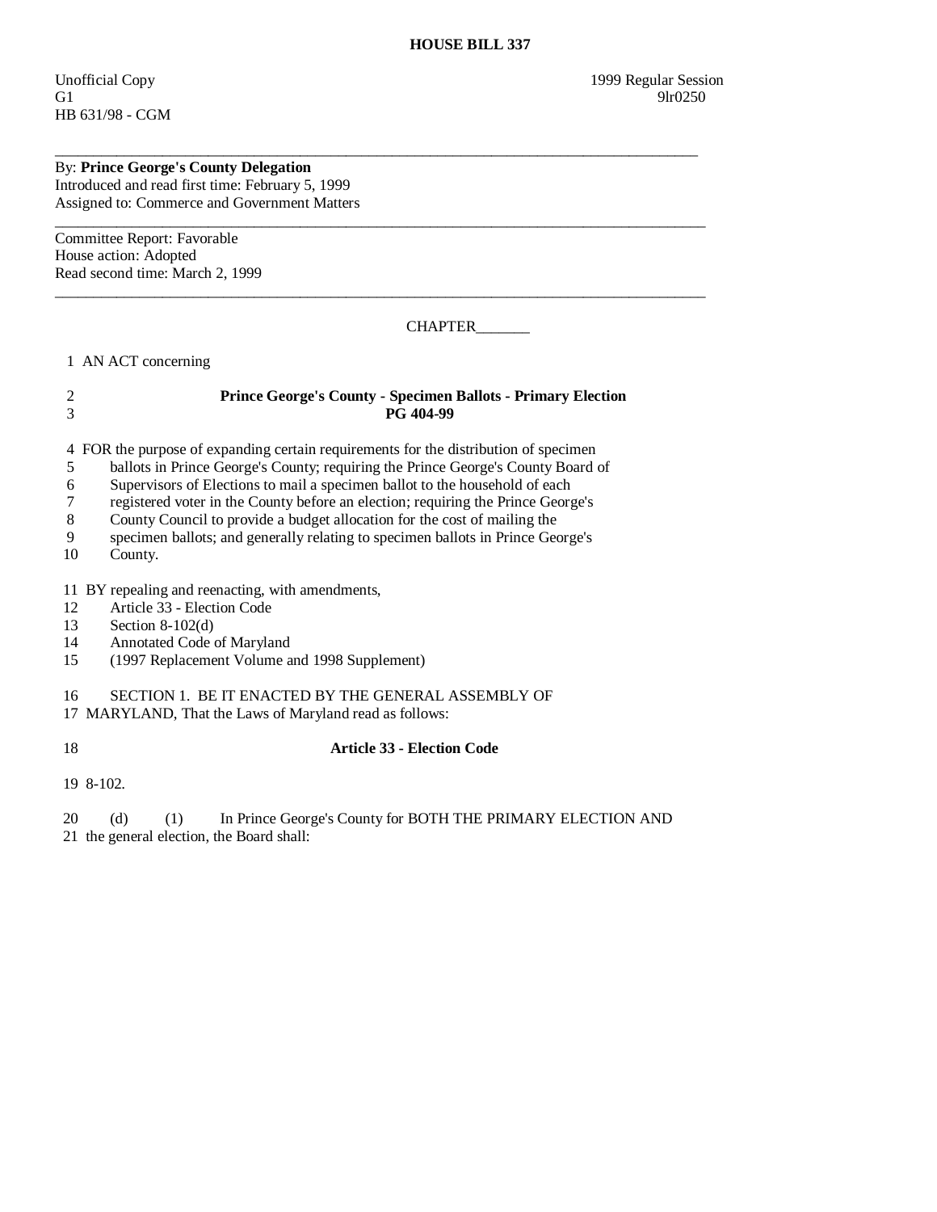# HOUSE BILL 337

Unofficial Copy
G1
HB 631/98 - CGM

1999 Regular Session
9lr0250

---

By: **Prince George's County Delegation**
Introduced and read first time: February 5, 1999
Assigned to: Commerce and Government Matters

---

Committee Report: Favorable
House action: Adopted
Read second time: March 2, 1999

---

CHAPTER_______

1 AN ACT concerning

2 **Prince George's County - Specimen Ballots - Primary Election**
3 **PG 404-99**

4 FOR the purpose of expanding certain requirements for the distribution of specimen
5 ballots in Prince George's County; requiring the Prince George's County Board of
6 Supervisors of Elections to mail a specimen ballot to the household of each
7 registered voter in the County before an election; requiring the Prince George's
8 County Council to provide a budget allocation for the cost of mailing the
9 specimen ballots; and generally relating to specimen ballots in Prince George's
10 County.

11 BY repealing and reenacting, with amendments,
12 Article 33 - Election Code
13 Section 8-102(d)
14 Annotated Code of Maryland
15 (1997 Replacement Volume and 1998 Supplement)

16 SECTION 1. BE IT ENACTED BY THE GENERAL ASSEMBLY OF
17 MARYLAND, That the Laws of Maryland read as follows:

18 **Article 33 - Election Code**

19 8-102.

20 (d) (1) In Prince George's County for BOTH THE PRIMARY ELECTION AND
21 the general election, the Board shall: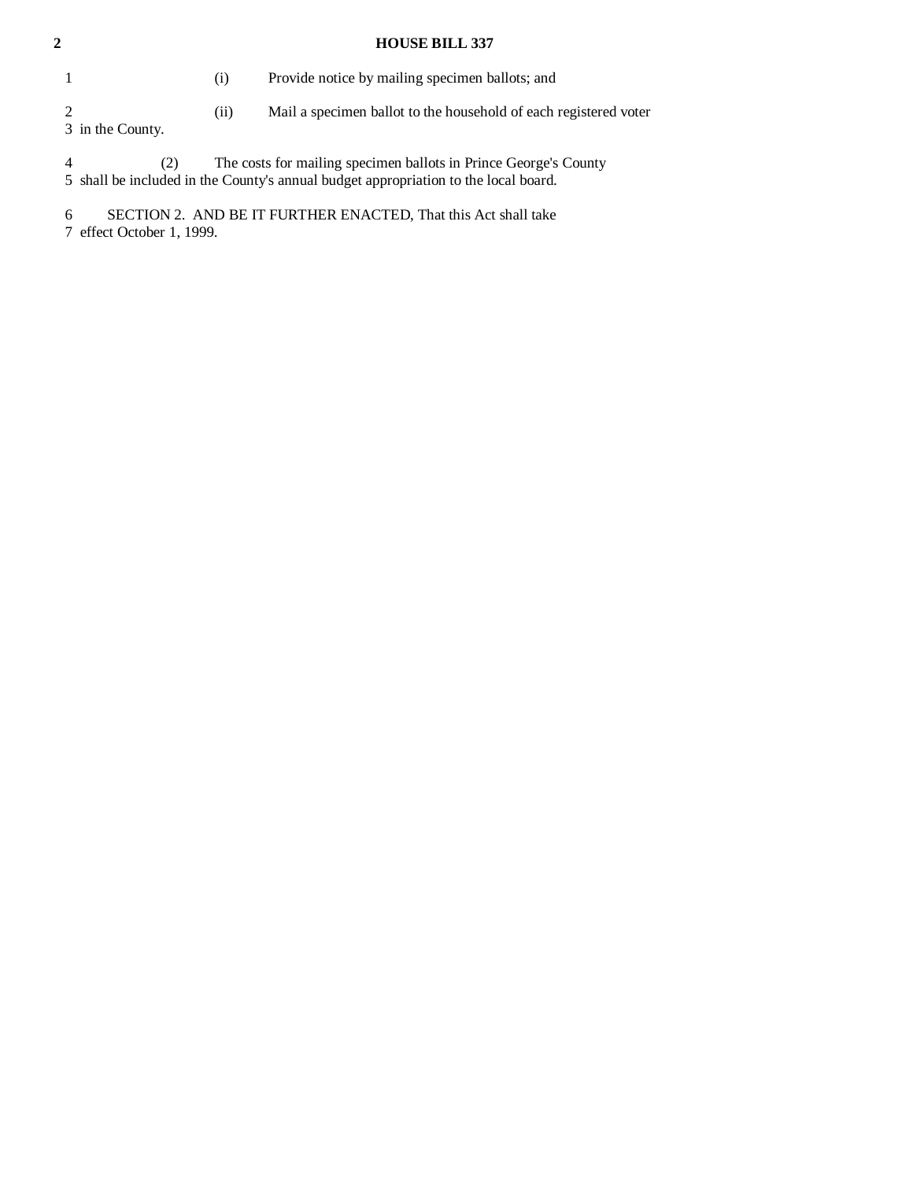(i) Provide notice by mailing specimen ballots; and

(ii) Mail a specimen ballot to the household of each registered voter in the County.

(2) The costs for mailing specimen ballots in Prince George's County shall be included in the County's annual budget appropriation to the local board.

SECTION 2. AND BE IT FURTHER ENACTED, That this Act shall take effect October 1, 1999.